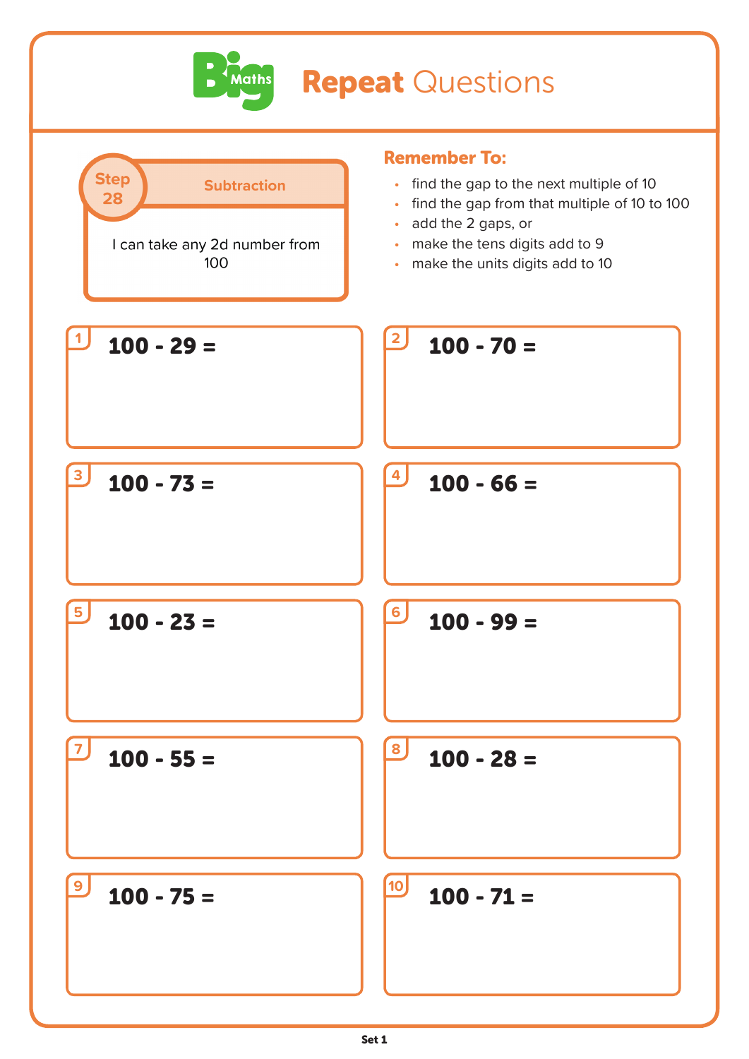# Big Maths Repeat Questions

**Step 28** — **Subtraction**

I can take any 2d number from 100

**Remember To:**

- find the gap to the next multiple of 10
- find the gap from that multiple of 10 to 100
- add the 2 gaps, or
- make the tens digits add to 9
- make the units digits add to 10

1. **100 - 29 =**

2. **100 - 70 =**

3. **100 - 73 =**

4. **100 - 66 =**

5. **100 - 23 =**

6. **100 - 99 =**

7. **100 - 55 =**

8. **100 - 28 =**

9. **100 - 75 =**

10. **100 - 71 =**

Set 1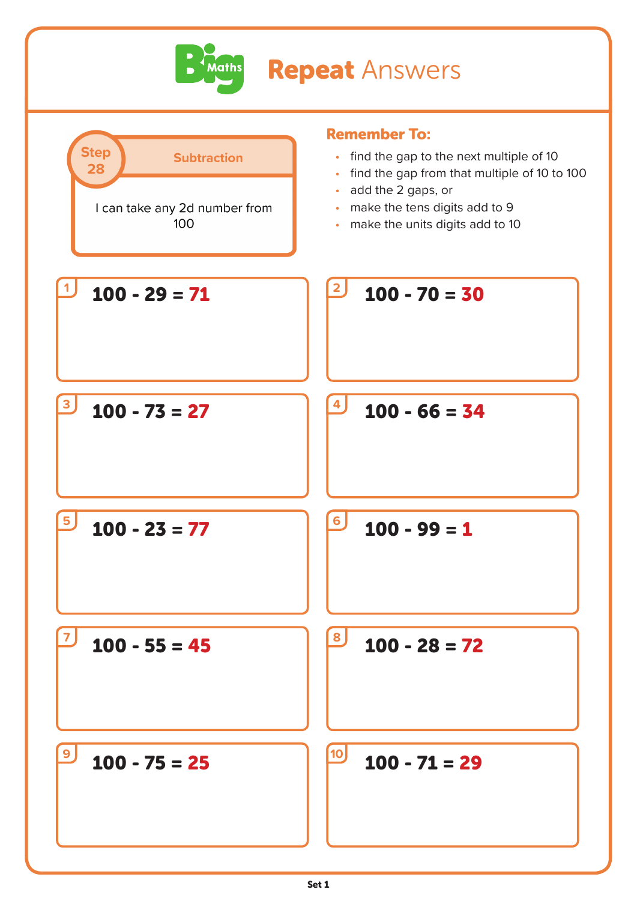# Big Maths Repeat Answers

**Step 28** — Subtraction

I can take any 2d number from 100

## Remember To:

- find the gap to the next multiple of 10
- find the gap from that multiple of 10 to 100
- add the 2 gaps, or
- make the tens digits add to 9
- make the units digits add to 10

1. $100 - 29 =$ **71**
2. $100 - 70 =$ **30**
3. $100 - 73 =$ **27**
4. $100 - 66 =$ **34**
5. $100 - 23 =$ **77**
6. $100 - 99 =$ **1**
7. $100 - 55 =$ **45**
8. $100 - 28 =$ **72**
9. $100 - 75 =$ **25**
10. $100 - 71 =$ **29**

Set 1